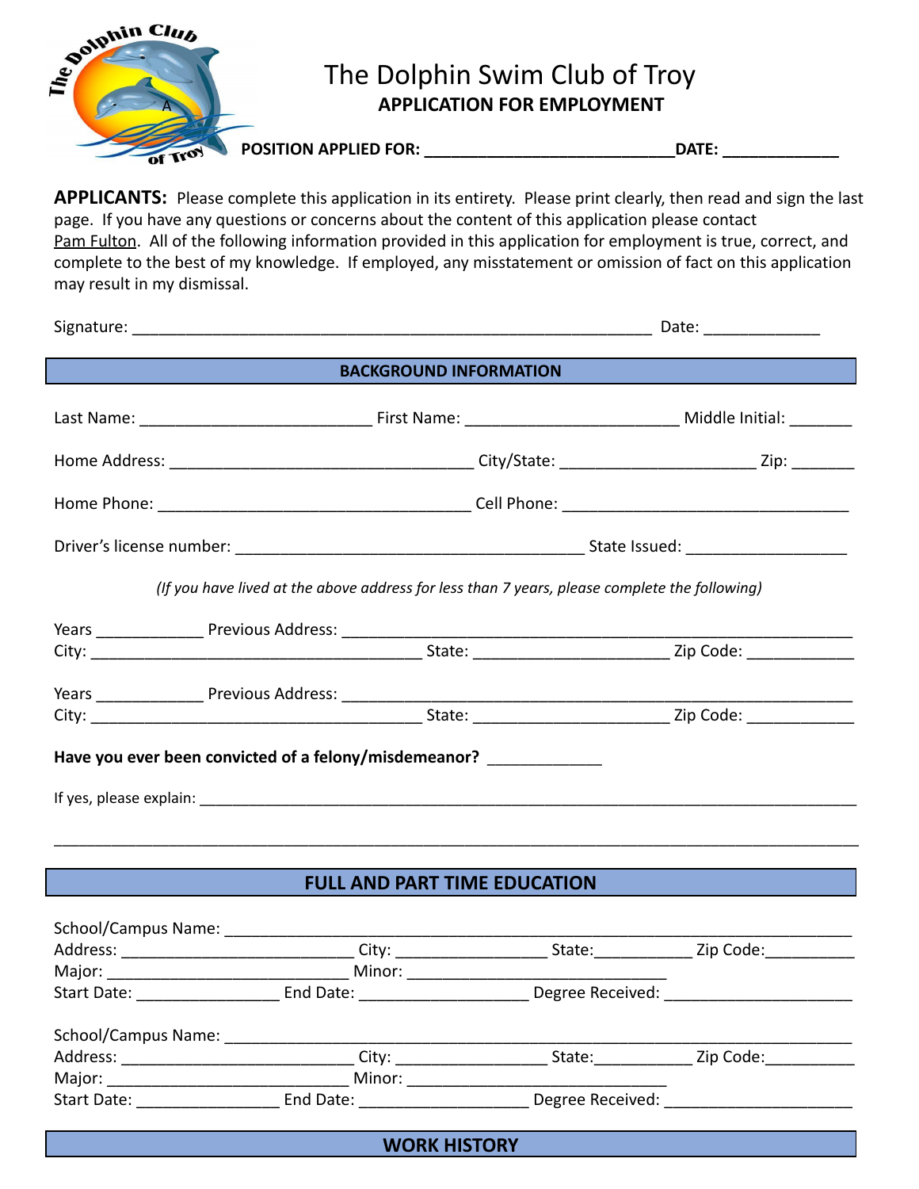# The Dolphin Swim Club of Troy

## APPLICATION FOR EMPLOYMENT

**POSITION APPLIED FOR:** ____________________________ **DATE:** _____________

**APPLICANTS:** Please complete this application in its entirety. Please print clearly, then read and sign the last page. If you have any questions or concerns about the content of this application please contact Pam Fulton. All of the following information provided in this application for employment is true, correct, and complete to the best of my knowledge. If employed, any misstatement or omission of fact on this application may result in my dismissal.

Signature: ___________________________________________________________ Date: _____________

## BACKGROUND INFORMATION

Last Name: __________________________ First Name: ________________________ Middle Initial: _______

Home Address: ___________________________________ City/State: ______________________ Zip: _______

Home Phone: ____________________________________ Cell Phone: _________________________________

Driver's license number: ________________________________________ State Issued: __________________

*(If you have lived at the above address for less than 7 years, please complete the following)*

Years ____________ Previous Address: ______________________________________________________________
City: ______________________________________ State: ______________________ Zip Code: ____________

Years ____________ Previous Address: ______________________________________________________________
City: ______________________________________ State: ______________________ Zip Code: ____________

**Have you ever been convicted of a felony/misdemeanor?** _____________

If yes, please explain: ___________________________________________________________________________

_________________________________________________________________________________________________

## FULL AND PART TIME EDUCATION

School/Campus Name: _____________________________________________________________________________
Address: ___________________________ City: ________________ State:___________ Zip Code:__________
Major: ____________________________ Minor: ______________________________
Start Date: ________________ End Date: ___________________ Degree Received: _____________________

School/Campus Name: _____________________________________________________________________________
Address: ___________________________ City: ________________ State:___________ Zip Code:__________
Major: ____________________________ Minor: ______________________________
Start Date: ________________ End Date: ___________________ Degree Received: _____________________

## WORK HISTORY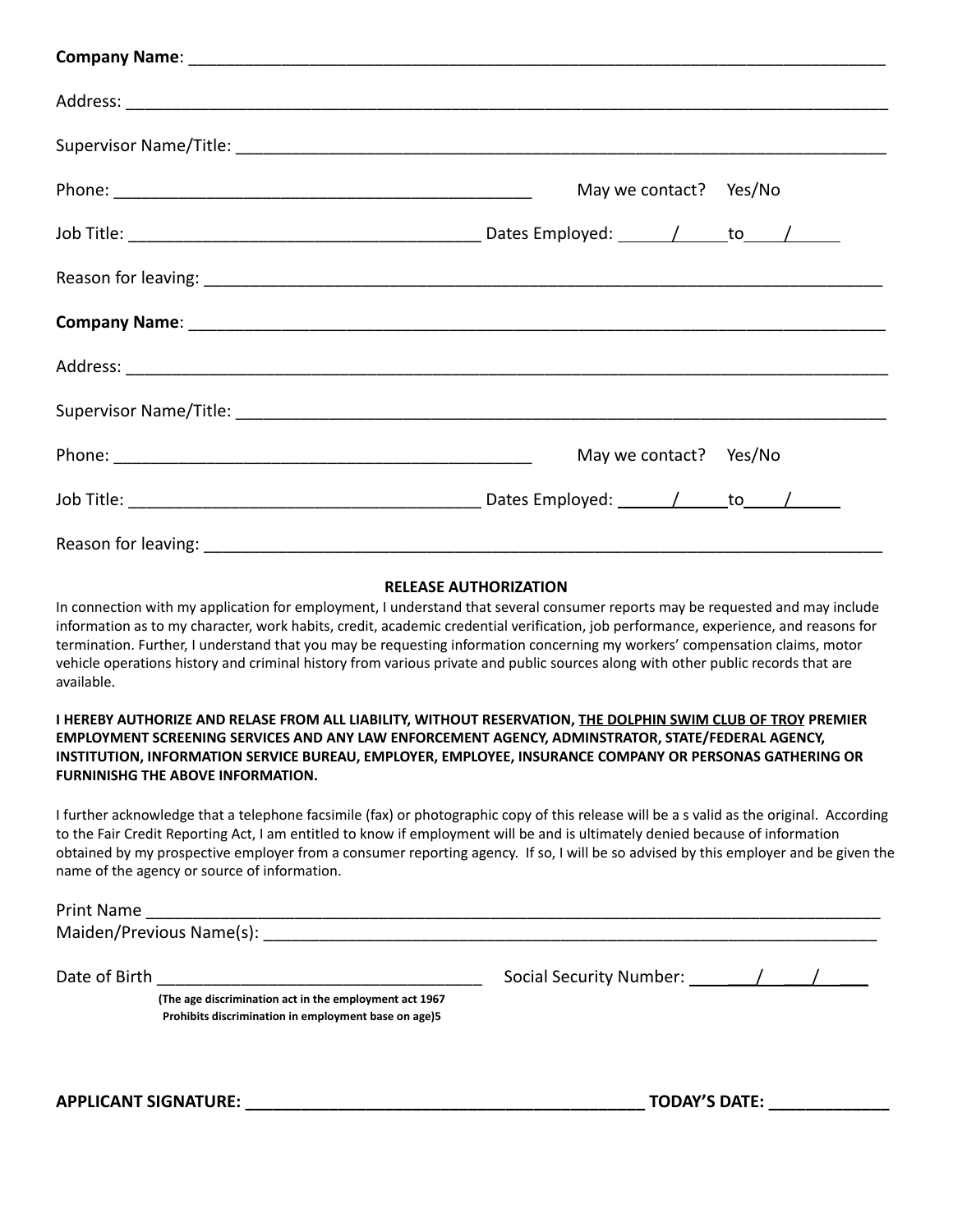**Company Name**: ______________________________________________________________________________

Address: _______________________________________________________________________________________

Supervisor Name/Title: ___________________________________________________________________________

Phone: ______________________________________________ May we contact? Yes/No

Job Title: _____________________________________ Dates Employed: ______/______to____/______

Reason for leaving: ______________________________________________________________________________

**Company Name**: ______________________________________________________________________________

Address: _______________________________________________________________________________________

Supervisor Name/Title: ___________________________________________________________________________

Phone: ______________________________________________ May we contact? Yes/No

Job Title: _____________________________________ Dates Employed: ______/______to____/______

Reason for leaving: ______________________________________________________________________________

**RELEASE AUTHORIZATION**

In connection with my application for employment, I understand that several consumer reports may be requested and may include information as to my character, work habits, credit, academic credential verification, job performance, experience, and reasons for termination. Further, I understand that you may be requesting information concerning my workers' compensation claims, motor vehicle operations history and criminal history from various private and public sources along with other public records that are available.

**I HEREBY AUTHORIZE AND RELASE FROM ALL LIABILITY, WITHOUT RESERVATION, THE DOLPHIN SWIM CLUB OF TROY PREMIER EMPLOYMENT SCREENING SERVICES AND ANY LAW ENFORCEMENT AGENCY, ADMINSTRATOR, STATE/FEDERAL AGENCY, INSTITUTION, INFORMATION SERVICE BUREAU, EMPLOYER, EMPLOYEE, INSURANCE COMPANY OR PERSONAS GATHERING OR FURNINISHG THE ABOVE INFORMATION.**

I further acknowledge that a telephone facsimile (fax) or photographic copy of this release will be a s valid as the original. According to the Fair Credit Reporting Act, I am entitled to know if employment will be and is ultimately denied because of information obtained by my prospective employer from a consumer reporting agency. If so, I will be so advised by this employer and be given the name of the agency or source of information.

Print Name ____________________________________________________________________________________

Maiden/Previous Name(s): _______________________________________________________________________

Date of Birth ___________________________________ Social Security Number: _______/_______/_______

**(The age discrimination act in the employment act 1967 Prohibits discrimination in employment base on age)5**

**APPLICANT SIGNATURE: ___________________________________________ TODAY'S DATE: _____________**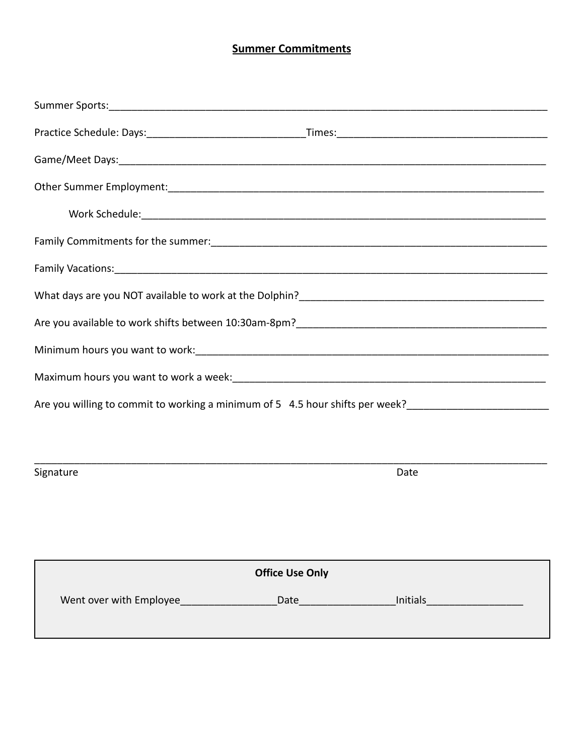## Summer Commitments

Summer Sports:_______________________________________________________________________________

Practice Schedule: Days:____________________________Times:_____________________________________

Game/Meet Days:_______________________________________________________________________________

Other Summer Employment:____________________________________________________________________

Work Schedule:____________________________________________________________________________

Family Commitments for the summer:_______________________________________________________________

Family Vacations:______________________________________________________________________________

What days are you NOT available to work at the Dolphin?_____________________________________________

Are you available to work shifts between 10:30am-8pm?______________________________________________

Minimum hours you want to work:________________________________________________________________

Maximum hours you want to work a week:__________________________________________________________

Are you willing to commit to working a minimum of 5 4.5 hour shifts per week?_________________________

_____________________________________________________________________________________________

Signature                                                                                                    Date

**Office Use Only**

Went over with Employee_________________Date_________________Initials_________________